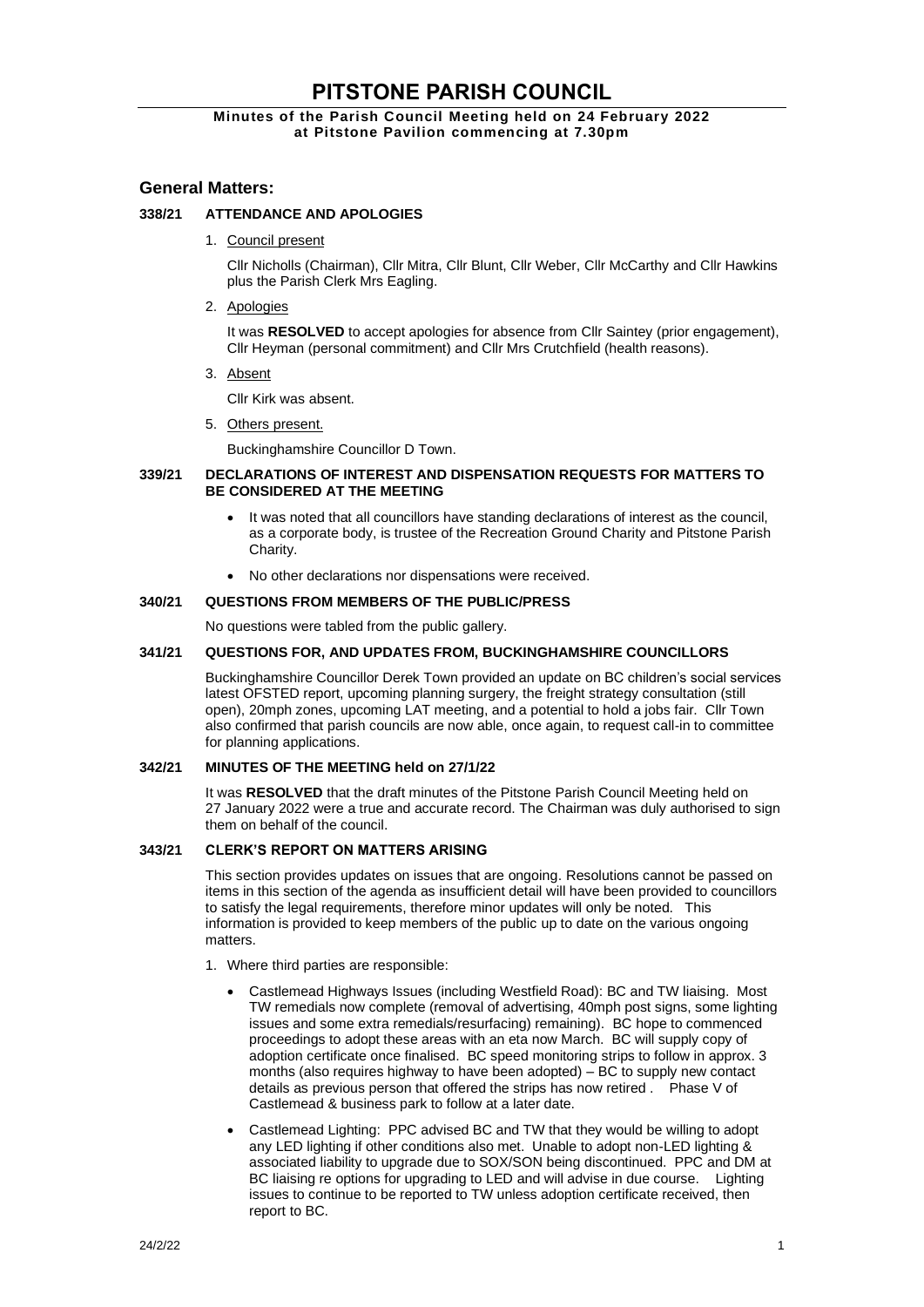# PITSTONE PARISH COUNCIL

**Minutes of the Parish Council Meeting held on 24 February 2022 at Pitstone Pavilion commencing at 7.30pm**

## General Matters:

### 338/21 ATTENDANCE AND APOLOGIES

1. Council present

   Cllr Nicholls (Chairman), Cllr Mitra, Cllr Blunt, Cllr Weber, Cllr McCarthy and Cllr Hawkins plus the Parish Clerk Mrs Eagling.

2. Apologies

   It was **RESOLVED** to accept apologies for absence from Cllr Saintey (prior engagement), Cllr Heyman (personal commitment) and Cllr Mrs Crutchfield (health reasons).

3. Absent

   Cllr Kirk was absent.

5. Others present.

   Buckinghamshire Councillor D Town.

### 339/21 DECLARATIONS OF INTEREST AND DISPENSATION REQUESTS FOR MATTERS TO BE CONSIDERED AT THE MEETING

- It was noted that all councillors have standing declarations of interest as the council, as a corporate body, is trustee of the Recreation Ground Charity and Pitstone Parish Charity.
- No other declarations nor dispensations were received.

### 340/21 QUESTIONS FROM MEMBERS OF THE PUBLIC/PRESS

No questions were tabled from the public gallery.

### 341/21 QUESTIONS FOR, AND UPDATES FROM, BUCKINGHAMSHIRE COUNCILLORS

Buckinghamshire Councillor Derek Town provided an update on BC children's social services latest OFSTED report, upcoming planning surgery, the freight strategy consultation (still open), 20mph zones, upcoming LAT meeting, and a potential to hold a jobs fair. Cllr Town also confirmed that parish councils are now able, once again, to request call-in to committee for planning applications.

### 342/21 MINUTES OF THE MEETING held on 27/1/22

It was **RESOLVED** that the draft minutes of the Pitstone Parish Council Meeting held on 27 January 2022 were a true and accurate record. The Chairman was duly authorised to sign them on behalf of the council.

### 343/21 CLERK'S REPORT ON MATTERS ARISING

This section provides updates on issues that are ongoing. Resolutions cannot be passed on items in this section of the agenda as insufficient detail will have been provided to councillors to satisfy the legal requirements, therefore minor updates will only be noted. This information is provided to keep members of the public up to date on the various ongoing matters.

1. Where third parties are responsible:
   - Castlemead Highways Issues (including Westfield Road): BC and TW liaising. Most TW remedials now complete (removal of advertising, 40mph post signs, some lighting issues and some extra remedials/resurfacing) remaining). BC hope to commenced proceedings to adopt these areas with an eta now March. BC will supply copy of adoption certificate once finalised. BC speed monitoring strips to follow in approx. 3 months (also requires highway to have been adopted) – BC to supply new contact details as previous person that offered the strips has now retired . Phase V of Castlemead & business park to follow at a later date.
   - Castlemead Lighting: PPC advised BC and TW that they would be willing to adopt any LED lighting if other conditions also met. Unable to adopt non-LED lighting & associated liability to upgrade due to SOX/SON being discontinued. PPC and DM at BC liaising re options for upgrading to LED and will advise in due course. Lighting issues to continue to be reported to TW unless adoption certificate received, then report to BC.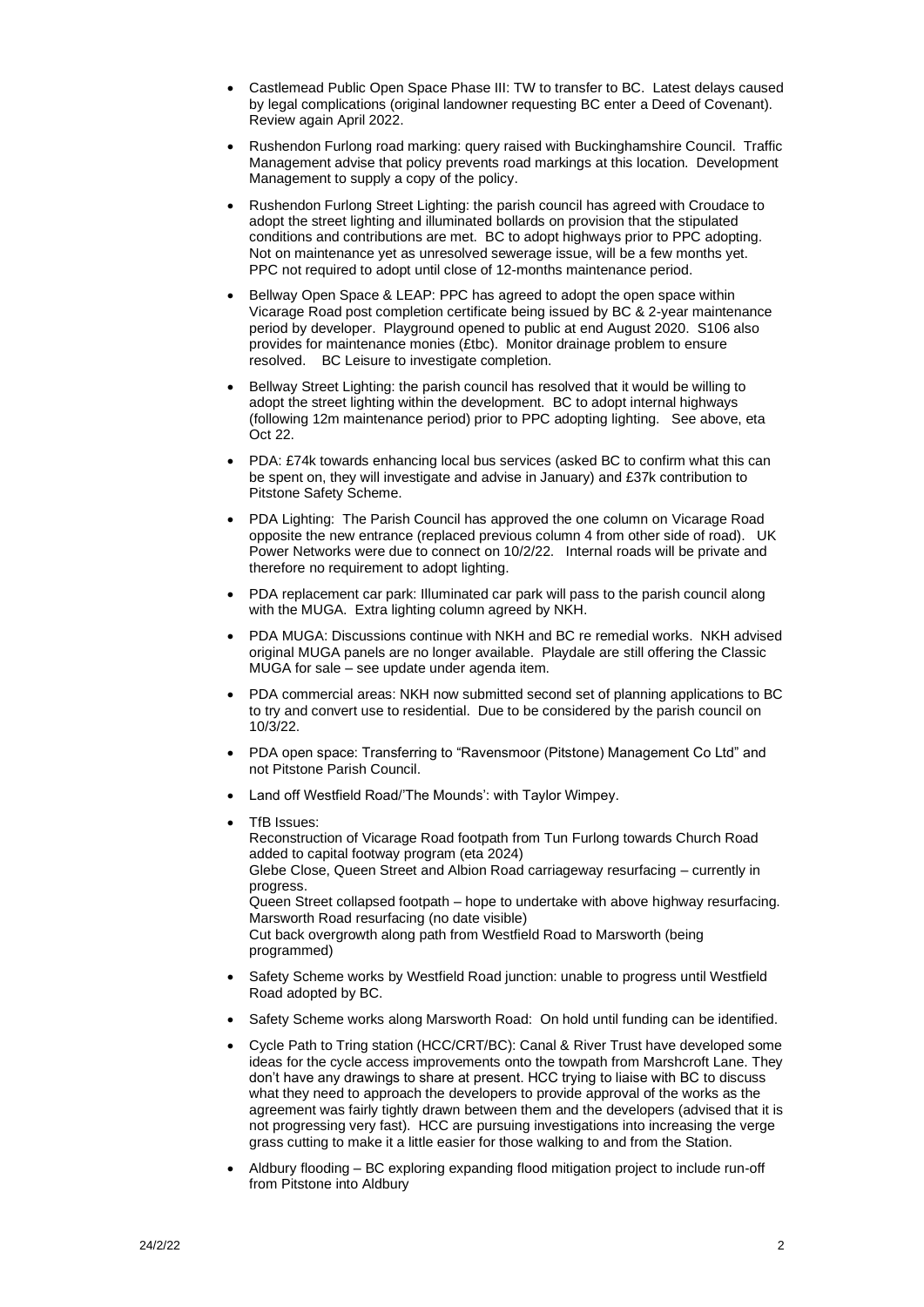- Castlemead Public Open Space Phase III: TW to transfer to BC. Latest delays caused by legal complications (original landowner requesting BC enter a Deed of Covenant). Review again April 2022.
- Rushendon Furlong road marking: query raised with Buckinghamshire Council. Traffic Management advise that policy prevents road markings at this location. Development Management to supply a copy of the policy.
- Rushendon Furlong Street Lighting: the parish council has agreed with Croudace to adopt the street lighting and illuminated bollards on provision that the stipulated conditions and contributions are met. BC to adopt highways prior to PPC adopting. Not on maintenance yet as unresolved sewerage issue, will be a few months yet. PPC not required to adopt until close of 12-months maintenance period.
- Bellway Open Space & LEAP: PPC has agreed to adopt the open space within Vicarage Road post completion certificate being issued by BC & 2-year maintenance period by developer. Playground opened to public at end August 2020. S106 also provides for maintenance monies (£tbc). Monitor drainage problem to ensure resolved. BC Leisure to investigate completion.
- Bellway Street Lighting: the parish council has resolved that it would be willing to adopt the street lighting within the development. BC to adopt internal highways (following 12m maintenance period) prior to PPC adopting lighting. See above, eta Oct 22.
- PDA: £74k towards enhancing local bus services (asked BC to confirm what this can be spent on, they will investigate and advise in January) and £37k contribution to Pitstone Safety Scheme.
- PDA Lighting: The Parish Council has approved the one column on Vicarage Road opposite the new entrance (replaced previous column 4 from other side of road). UK Power Networks were due to connect on 10/2/22. Internal roads will be private and therefore no requirement to adopt lighting.
- PDA replacement car park: Illuminated car park will pass to the parish council along with the MUGA. Extra lighting column agreed by NKH.
- PDA MUGA: Discussions continue with NKH and BC re remedial works. NKH advised original MUGA panels are no longer available. Playdale are still offering the Classic MUGA for sale – see update under agenda item.
- PDA commercial areas: NKH now submitted second set of planning applications to BC to try and convert use to residential. Due to be considered by the parish council on 10/3/22.
- PDA open space: Transferring to "Ravensmoor (Pitstone) Management Co Ltd" and not Pitstone Parish Council.
- Land off Westfield Road/'The Mounds': with Taylor Wimpey.
- TfB Issues:
  Reconstruction of Vicarage Road footpath from Tun Furlong towards Church Road added to capital footway program (eta 2024)
  Glebe Close, Queen Street and Albion Road carriageway resurfacing – currently in progress.
  Queen Street collapsed footpath – hope to undertake with above highway resurfacing.
  Marsworth Road resurfacing (no date visible)
  Cut back overgrowth along path from Westfield Road to Marsworth (being programmed)
- Safety Scheme works by Westfield Road junction: unable to progress until Westfield Road adopted by BC.
- Safety Scheme works along Marsworth Road: On hold until funding can be identified.
- Cycle Path to Tring station (HCC/CRT/BC): Canal & River Trust have developed some ideas for the cycle access improvements onto the towpath from Marshcroft Lane. They don't have any drawings to share at present. HCC trying to liaise with BC to discuss what they need to approach the developers to provide approval of the works as the agreement was fairly tightly drawn between them and the developers (advised that it is not progressing very fast). HCC are pursuing investigations into increasing the verge grass cutting to make it a little easier for those walking to and from the Station.
- Aldbury flooding – BC exploring expanding flood mitigation project to include run-off from Pitstone into Aldbury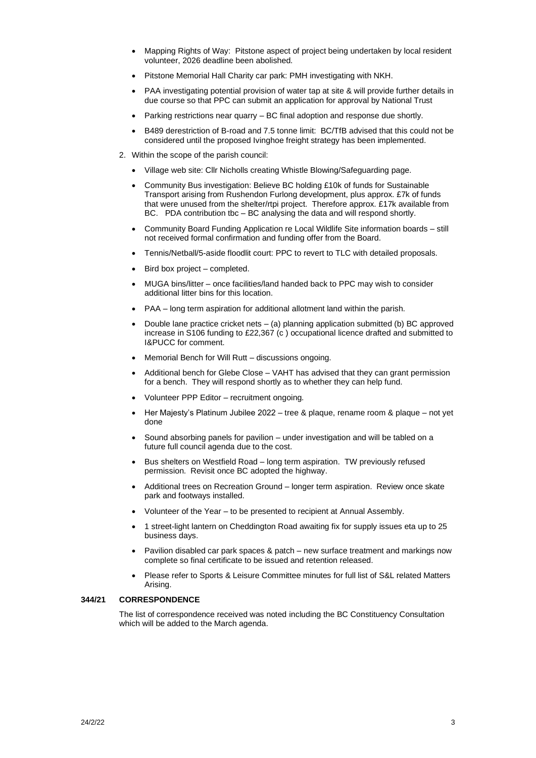- Mapping Rights of Way: Pitstone aspect of project being undertaken by local resident volunteer, 2026 deadline been abolished.
- Pitstone Memorial Hall Charity car park: PMH investigating with NKH.
- PAA investigating potential provision of water tap at site & will provide further details in due course so that PPC can submit an application for approval by National Trust
- Parking restrictions near quarry – BC final adoption and response due shortly.
- B489 derestriction of B-road and 7.5 tonne limit: BC/TfB advised that this could not be considered until the proposed Ivinghoe freight strategy has been implemented.

2. Within the scope of the parish council:

- Village web site: Cllr Nicholls creating Whistle Blowing/Safeguarding page.
- Community Bus investigation: Believe BC holding £10k of funds for Sustainable Transport arising from Rushendon Furlong development, plus approx. £7k of funds that were unused from the shelter/rtpi project. Therefore approx. £17k available from BC. PDA contribution tbc – BC analysing the data and will respond shortly.
- Community Board Funding Application re Local Wildlife Site information boards – still not received formal confirmation and funding offer from the Board.
- Tennis/Netball/5-aside floodlit court: PPC to revert to TLC with detailed proposals.
- Bird box project – completed.
- MUGA bins/litter – once facilities/land handed back to PPC may wish to consider additional litter bins for this location.
- PAA – long term aspiration for additional allotment land within the parish.
- Double lane practice cricket nets – (a) planning application submitted (b) BC approved increase in S106 funding to £22,367 (c ) occupational licence drafted and submitted to I&PUCC for comment.
- Memorial Bench for Will Rutt – discussions ongoing.
- Additional bench for Glebe Close – VAHT has advised that they can grant permission for a bench. They will respond shortly as to whether they can help fund.
- Volunteer PPP Editor – recruitment ongoing.
- Her Majesty's Platinum Jubilee 2022 – tree & plaque, rename room & plaque – not yet done
- Sound absorbing panels for pavilion – under investigation and will be tabled on a future full council agenda due to the cost.
- Bus shelters on Westfield Road – long term aspiration. TW previously refused permission. Revisit once BC adopted the highway.
- Additional trees on Recreation Ground – longer term aspiration. Review once skate park and footways installed.
- Volunteer of the Year – to be presented to recipient at Annual Assembly.
- 1 street-light lantern on Cheddington Road awaiting fix for supply issues eta up to 25 business days.
- Pavilion disabled car park spaces & patch – new surface treatment and markings now complete so final certificate to be issued and retention released.
- Please refer to Sports & Leisure Committee minutes for full list of S&L related Matters Arising.

**344/21 CORRESPONDENCE**

The list of correspondence received was noted including the BC Constituency Consultation which will be added to the March agenda.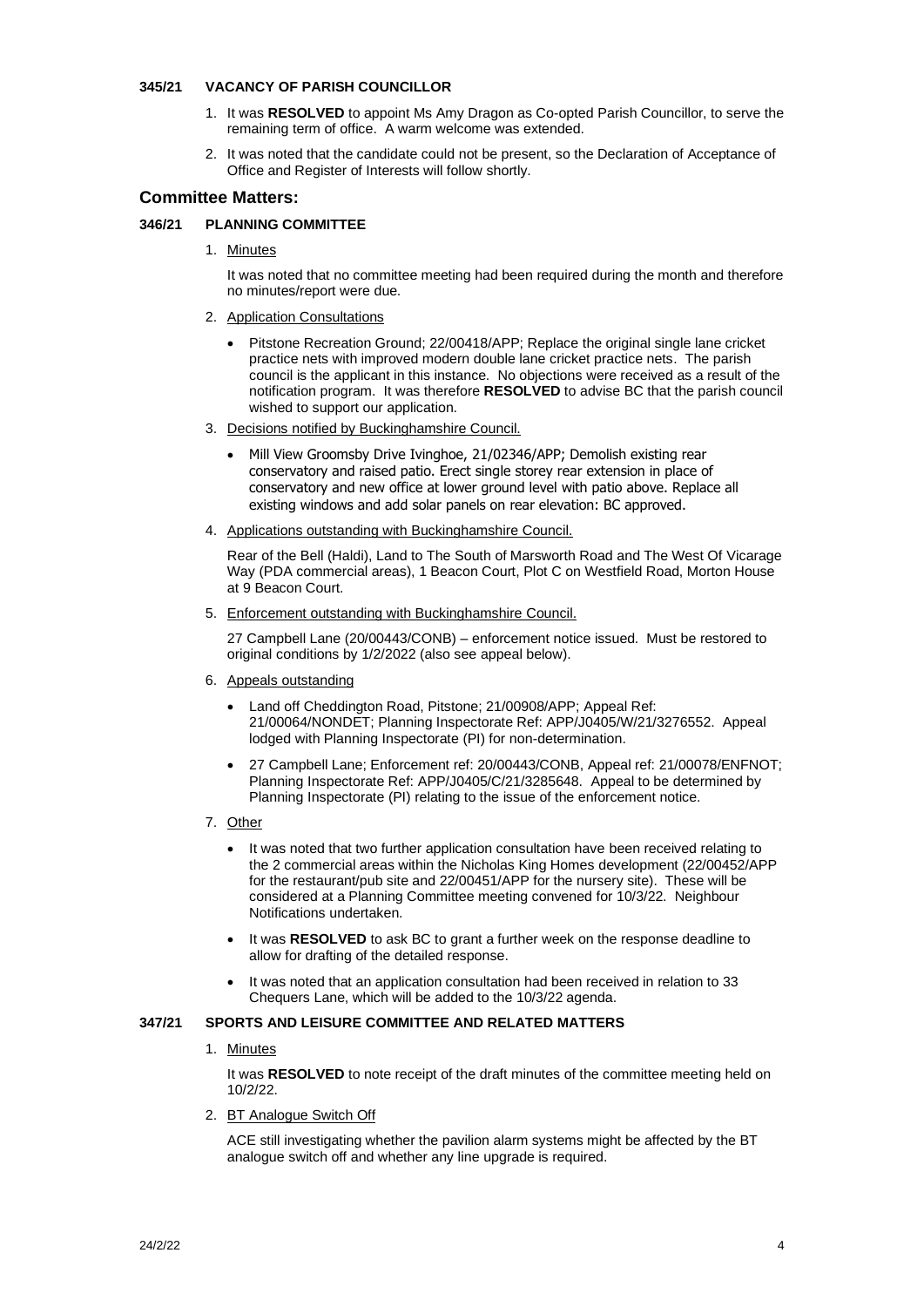### 345/21 VACANCY OF PARISH COUNCILLOR

1. It was **RESOLVED** to appoint Ms Amy Dragon as Co-opted Parish Councillor, to serve the remaining term of office. A warm welcome was extended.
2. It was noted that the candidate could not be present, so the Declaration of Acceptance of Office and Register of Interests will follow shortly.

## Committee Matters:

### 346/21 PLANNING COMMITTEE

1. Minutes

   It was noted that no committee meeting had been required during the month and therefore no minutes/report were due.

2. Application Consultations

   - Pitstone Recreation Ground; 22/00418/APP; Replace the original single lane cricket practice nets with improved modern double lane cricket practice nets. The parish council is the applicant in this instance. No objections were received as a result of the notification program. It was therefore **RESOLVED** to advise BC that the parish council wished to support our application.

3. Decisions notified by Buckinghamshire Council.

   - Mill View Groomsby Drive Ivinghoe, 21/02346/APP; Demolish existing rear conservatory and raised patio. Erect single storey rear extension in place of conservatory and new office at lower ground level with patio above. Replace all existing windows and add solar panels on rear elevation: BC approved.

4. Applications outstanding with Buckinghamshire Council.

   Rear of the Bell (Haldi), Land to The South of Marsworth Road and The West Of Vicarage Way (PDA commercial areas), 1 Beacon Court, Plot C on Westfield Road, Morton House at 9 Beacon Court.

5. Enforcement outstanding with Buckinghamshire Council.

   27 Campbell Lane (20/00443/CONB) – enforcement notice issued. Must be restored to original conditions by 1/2/2022 (also see appeal below).

6. Appeals outstanding

   - Land off Cheddington Road, Pitstone; 21/00908/APP; Appeal Ref: 21/00064/NONDET; Planning Inspectorate Ref: APP/J0405/W/21/3276552. Appeal lodged with Planning Inspectorate (PI) for non-determination.
   - 27 Campbell Lane; Enforcement ref: 20/00443/CONB, Appeal ref: 21/00078/ENFNOT; Planning Inspectorate Ref: APP/J0405/C/21/3285648. Appeal to be determined by Planning Inspectorate (PI) relating to the issue of the enforcement notice.

7. Other

   - It was noted that two further application consultation have been received relating to the 2 commercial areas within the Nicholas King Homes development (22/00452/APP for the restaurant/pub site and 22/00451/APP for the nursery site). These will be considered at a Planning Committee meeting convened for 10/3/22. Neighbour Notifications undertaken.
   - It was **RESOLVED** to ask BC to grant a further week on the response deadline to allow for drafting of the detailed response.
   - It was noted that an application consultation had been received in relation to 33 Chequers Lane, which will be added to the 10/3/22 agenda.

### 347/21 SPORTS AND LEISURE COMMITTEE AND RELATED MATTERS

1. Minutes

   It was **RESOLVED** to note receipt of the draft minutes of the committee meeting held on 10/2/22.

2. BT Analogue Switch Off

   ACE still investigating whether the pavilion alarm systems might be affected by the BT analogue switch off and whether any line upgrade is required.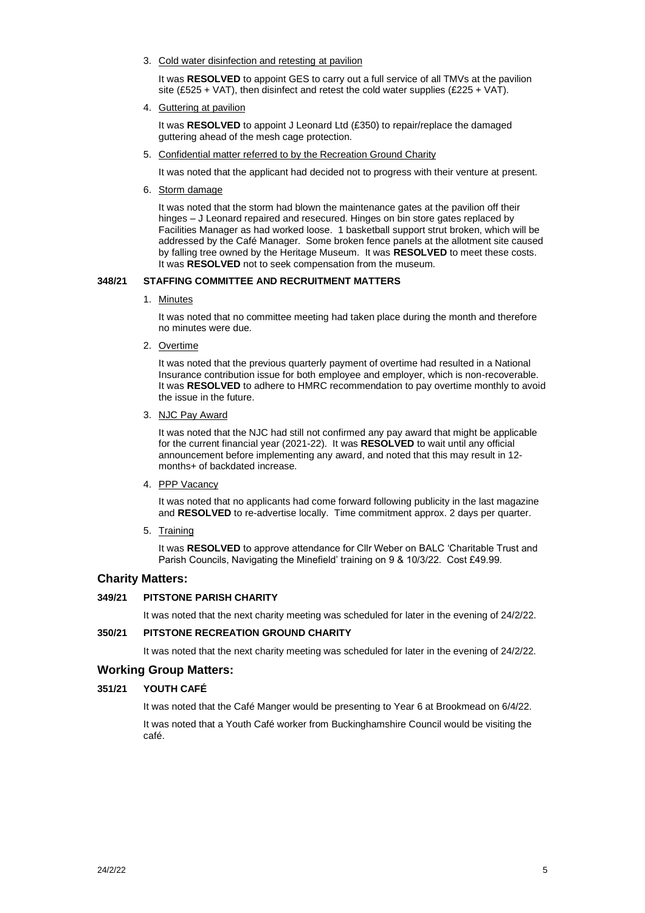3. Cold water disinfection and retesting at pavilion

   It was **RESOLVED** to appoint GES to carry out a full service of all TMVs at the pavilion site (£525 + VAT), then disinfect and retest the cold water supplies (£225 + VAT).

4. Guttering at pavilion

   It was **RESOLVED** to appoint J Leonard Ltd (£350) to repair/replace the damaged guttering ahead of the mesh cage protection.

5. Confidential matter referred to by the Recreation Ground Charity

   It was noted that the applicant had decided not to progress with their venture at present.

6. Storm damage

   It was noted that the storm had blown the maintenance gates at the pavilion off their hinges – J Leonard repaired and resecured. Hinges on bin store gates replaced by Facilities Manager as had worked loose. 1 basketball support strut broken, which will be addressed by the Café Manager. Some broken fence panels at the allotment site caused by falling tree owned by the Heritage Museum. It was **RESOLVED** to meet these costs. It was **RESOLVED** not to seek compensation from the museum.

**348/21 STAFFING COMMITTEE AND RECRUITMENT MATTERS**

1. Minutes

   It was noted that no committee meeting had taken place during the month and therefore no minutes were due.

2. Overtime

   It was noted that the previous quarterly payment of overtime had resulted in a National Insurance contribution issue for both employee and employer, which is non-recoverable. It was **RESOLVED** to adhere to HMRC recommendation to pay overtime monthly to avoid the issue in the future.

3. NJC Pay Award

   It was noted that the NJC had still not confirmed any pay award that might be applicable for the current financial year (2021-22). It was **RESOLVED** to wait until any official announcement before implementing any award, and noted that this may result in 12-months+ of backdated increase.

4. PPP Vacancy

   It was noted that no applicants had come forward following publicity in the last magazine and **RESOLVED** to re-advertise locally. Time commitment approx. 2 days per quarter.

5. Training

   It was **RESOLVED** to approve attendance for Cllr Weber on BALC 'Charitable Trust and Parish Councils, Navigating the Minefield' training on 9 & 10/3/22. Cost £49.99.

## Charity Matters:

**349/21 PITSTONE PARISH CHARITY**

It was noted that the next charity meeting was scheduled for later in the evening of 24/2/22.

**350/21 PITSTONE RECREATION GROUND CHARITY**

It was noted that the next charity meeting was scheduled for later in the evening of 24/2/22.

## Working Group Matters:

**351/21 YOUTH CAFÉ**

It was noted that the Café Manger would be presenting to Year 6 at Brookmead on 6/4/22.

It was noted that a Youth Café worker from Buckinghamshire Council would be visiting the café.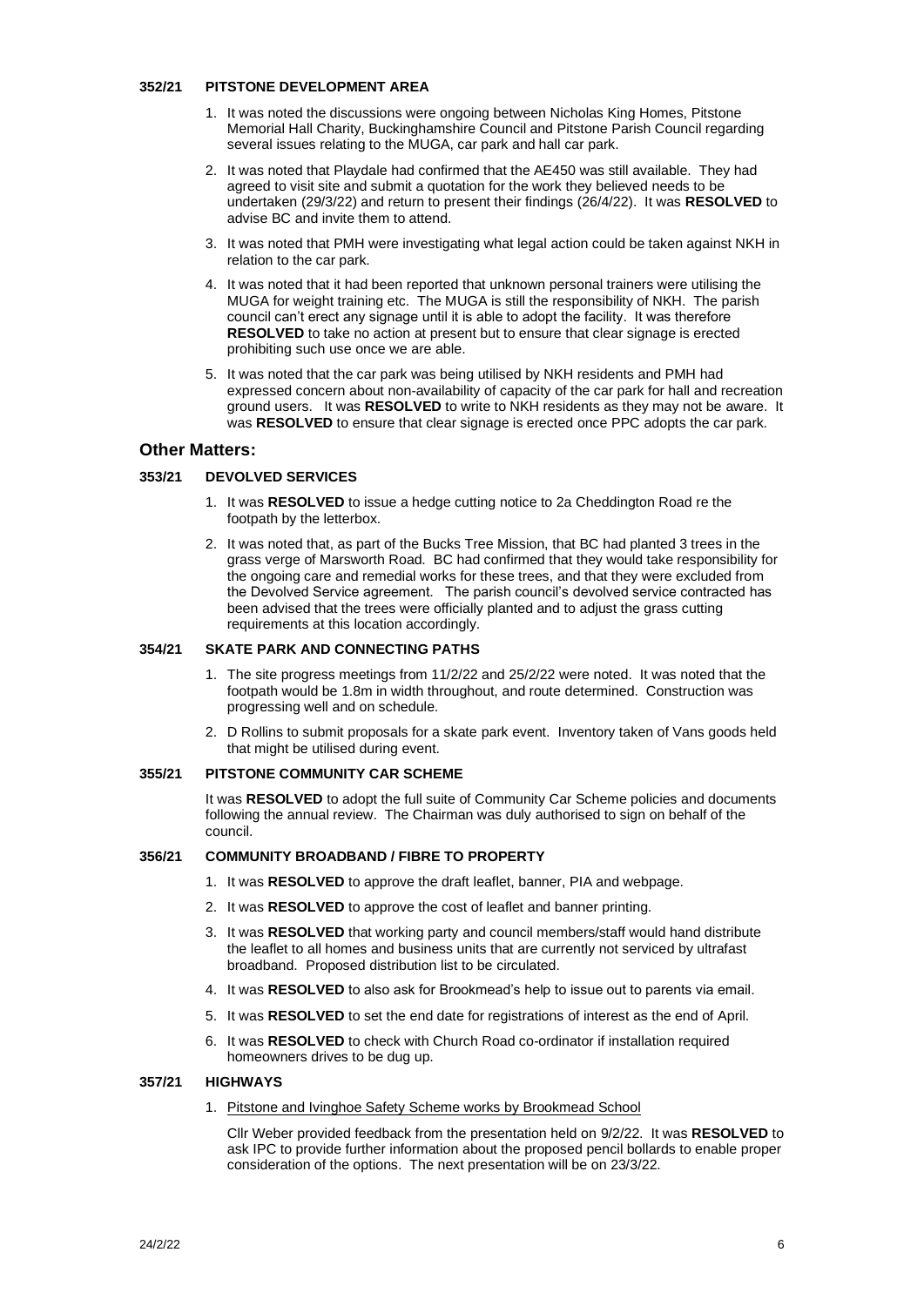**352/21 PITSTONE DEVELOPMENT AREA**

1. It was noted the discussions were ongoing between Nicholas King Homes, Pitstone Memorial Hall Charity, Buckinghamshire Council and Pitstone Parish Council regarding several issues relating to the MUGA, car park and hall car park.
2. It was noted that Playdale had confirmed that the AE450 was still available. They had agreed to visit site and submit a quotation for the work they believed needs to be undertaken (29/3/22) and return to present their findings (26/4/22). It was **RESOLVED** to advise BC and invite them to attend.
3. It was noted that PMH were investigating what legal action could be taken against NKH in relation to the car park.
4. It was noted that it had been reported that unknown personal trainers were utilising the MUGA for weight training etc. The MUGA is still the responsibility of NKH. The parish council can't erect any signage until it is able to adopt the facility. It was therefore **RESOLVED** to take no action at present but to ensure that clear signage is erected prohibiting such use once we are able.
5. It was noted that the car park was being utilised by NKH residents and PMH had expressed concern about non-availability of capacity of the car park for hall and recreation ground users. It was **RESOLVED** to write to NKH residents as they may not be aware. It was **RESOLVED** to ensure that clear signage is erected once PPC adopts the car park.

## Other Matters:

**353/21 DEVOLVED SERVICES**

1. It was **RESOLVED** to issue a hedge cutting notice to 2a Cheddington Road re the footpath by the letterbox.
2. It was noted that, as part of the Bucks Tree Mission, that BC had planted 3 trees in the grass verge of Marsworth Road. BC had confirmed that they would take responsibility for the ongoing care and remedial works for these trees, and that they were excluded from the Devolved Service agreement. The parish council's devolved service contracted has been advised that the trees were officially planted and to adjust the grass cutting requirements at this location accordingly.

**354/21 SKATE PARK AND CONNECTING PATHS**

1. The site progress meetings from 11/2/22 and 25/2/22 were noted. It was noted that the footpath would be 1.8m in width throughout, and route determined. Construction was progressing well and on schedule.
2. D Rollins to submit proposals for a skate park event. Inventory taken of Vans goods held that might be utilised during event.

**355/21 PITSTONE COMMUNITY CAR SCHEME**

It was **RESOLVED** to adopt the full suite of Community Car Scheme policies and documents following the annual review. The Chairman was duly authorised to sign on behalf of the council.

**356/21 COMMUNITY BROADBAND / FIBRE TO PROPERTY**

1. It was **RESOLVED** to approve the draft leaflet, banner, PIA and webpage.
2. It was **RESOLVED** to approve the cost of leaflet and banner printing.
3. It was **RESOLVED** that working party and council members/staff would hand distribute the leaflet to all homes and business units that are currently not serviced by ultrafast broadband. Proposed distribution list to be circulated.
4. It was **RESOLVED** to also ask for Brookmead's help to issue out to parents via email.
5. It was **RESOLVED** to set the end date for registrations of interest as the end of April.
6. It was **RESOLVED** to check with Church Road co-ordinator if installation required homeowners drives to be dug up.

**357/21 HIGHWAYS**

1. Pitstone and Ivinghoe Safety Scheme works by Brookmead School

   Cllr Weber provided feedback from the presentation held on 9/2/22. It was **RESOLVED** to ask IPC to provide further information about the proposed pencil bollards to enable proper consideration of the options. The next presentation will be on 23/3/22.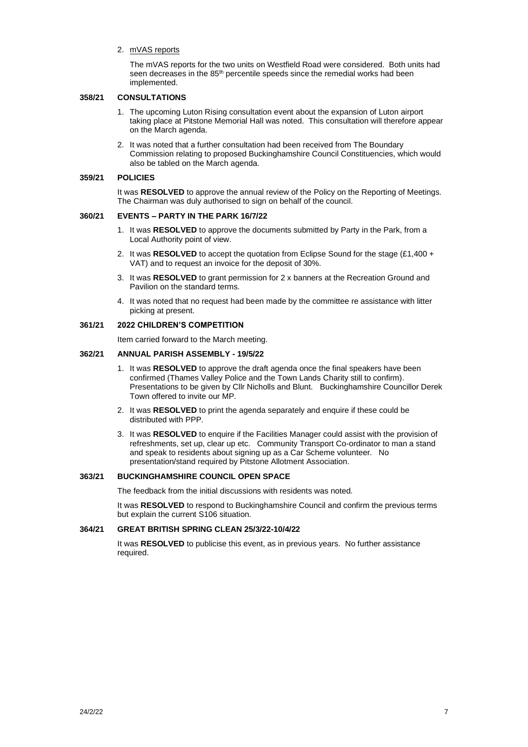2. mVAS reports

   The mVAS reports for the two units on Westfield Road were considered. Both units had seen decreases in the 85th percentile speeds since the remedial works had been implemented.

### 358/21 CONSULTATIONS

1. The upcoming Luton Rising consultation event about the expansion of Luton airport taking place at Pitstone Memorial Hall was noted. This consultation will therefore appear on the March agenda.
2. It was noted that a further consultation had been received from The Boundary Commission relating to proposed Buckinghamshire Council Constituencies, which would also be tabled on the March agenda.

### 359/21 POLICIES

It was **RESOLVED** to approve the annual review of the Policy on the Reporting of Meetings. The Chairman was duly authorised to sign on behalf of the council.

### 360/21 EVENTS – PARTY IN THE PARK 16/7/22

1. It was **RESOLVED** to approve the documents submitted by Party in the Park, from a Local Authority point of view.
2. It was **RESOLVED** to accept the quotation from Eclipse Sound for the stage (£1,400 + VAT) and to request an invoice for the deposit of 30%.
3. It was **RESOLVED** to grant permission for 2 x banners at the Recreation Ground and Pavilion on the standard terms.
4. It was noted that no request had been made by the committee re assistance with litter picking at present.

### 361/21 2022 CHILDREN'S COMPETITION

Item carried forward to the March meeting.

### 362/21 ANNUAL PARISH ASSEMBLY - 19/5/22

1. It was **RESOLVED** to approve the draft agenda once the final speakers have been confirmed (Thames Valley Police and the Town Lands Charity still to confirm). Presentations to be given by Cllr Nicholls and Blunt. Buckinghamshire Councillor Derek Town offered to invite our MP.
2. It was **RESOLVED** to print the agenda separately and enquire if these could be distributed with PPP.
3. It was **RESOLVED** to enquire if the Facilities Manager could assist with the provision of refreshments, set up, clear up etc. Community Transport Co-ordinator to man a stand and speak to residents about signing up as a Car Scheme volunteer. No presentation/stand required by Pitstone Allotment Association.

### 363/21 BUCKINGHAMSHIRE COUNCIL OPEN SPACE

The feedback from the initial discussions with residents was noted.

It was **RESOLVED** to respond to Buckinghamshire Council and confirm the previous terms but explain the current S106 situation.

### 364/21 GREAT BRITISH SPRING CLEAN 25/3/22-10/4/22

It was **RESOLVED** to publicise this event, as in previous years. No further assistance required.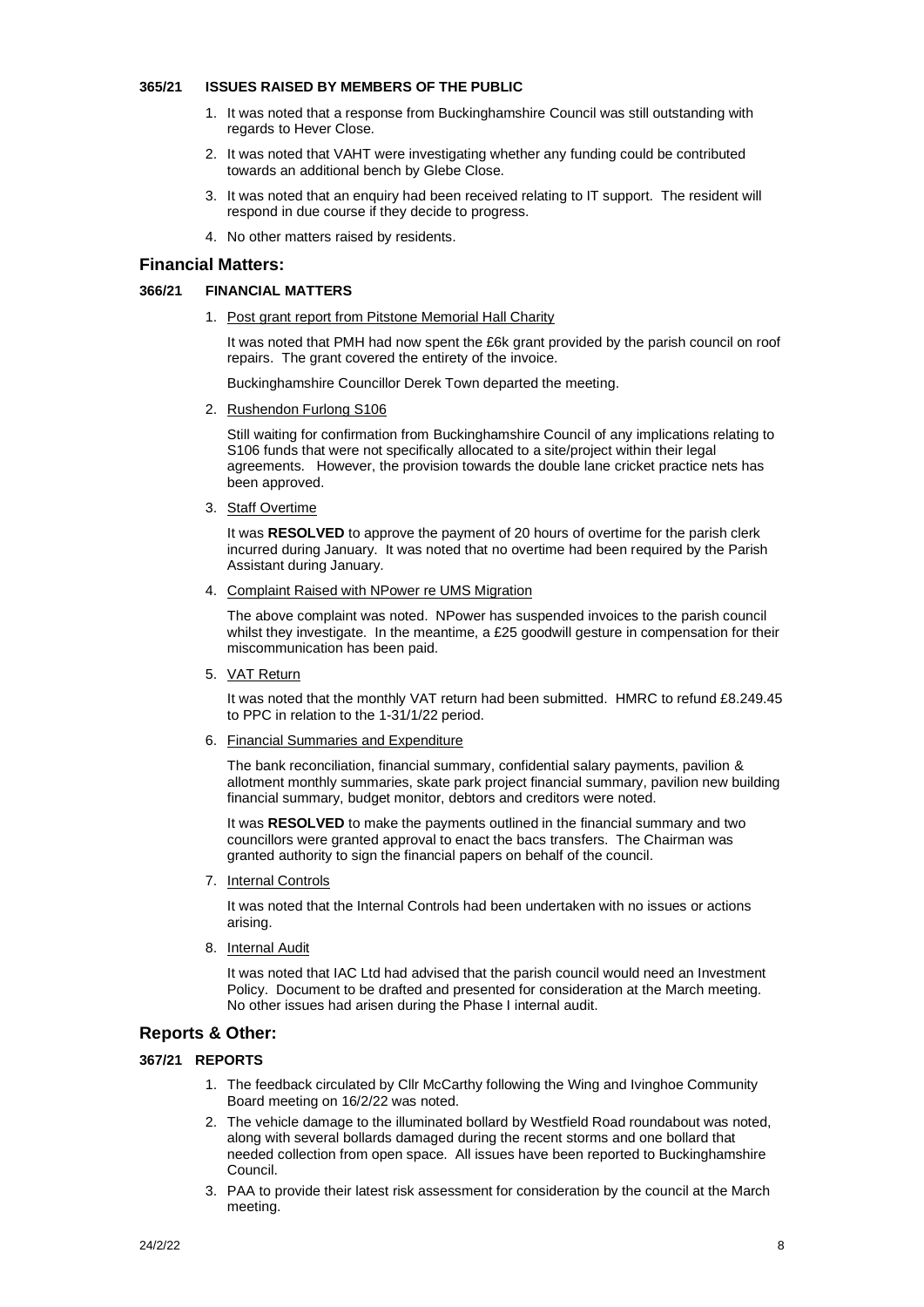**365/21 ISSUES RAISED BY MEMBERS OF THE PUBLIC**

1. It was noted that a response from Buckinghamshire Council was still outstanding with regards to Hever Close.
2. It was noted that VAHT were investigating whether any funding could be contributed towards an additional bench by Glebe Close.
3. It was noted that an enquiry had been received relating to IT support. The resident will respond in due course if they decide to progress.
4. No other matters raised by residents.

## Financial Matters:

**366/21 FINANCIAL MATTERS**

1. Post grant report from Pitstone Memorial Hall Charity

   It was noted that PMH had now spent the £6k grant provided by the parish council on roof repairs. The grant covered the entirety of the invoice.

   Buckinghamshire Councillor Derek Town departed the meeting.

2. Rushendon Furlong S106

   Still waiting for confirmation from Buckinghamshire Council of any implications relating to S106 funds that were not specifically allocated to a site/project within their legal agreements. However, the provision towards the double lane cricket practice nets has been approved.

3. Staff Overtime

   It was **RESOLVED** to approve the payment of 20 hours of overtime for the parish clerk incurred during January. It was noted that no overtime had been required by the Parish Assistant during January.

4. Complaint Raised with NPower re UMS Migration

   The above complaint was noted. NPower has suspended invoices to the parish council whilst they investigate. In the meantime, a £25 goodwill gesture in compensation for their miscommunication has been paid.

5. VAT Return

   It was noted that the monthly VAT return had been submitted. HMRC to refund £8.249.45 to PPC in relation to the 1-31/1/22 period.

6. Financial Summaries and Expenditure

   The bank reconciliation, financial summary, confidential salary payments, pavilion & allotment monthly summaries, skate park project financial summary, pavilion new building financial summary, budget monitor, debtors and creditors were noted.

   It was **RESOLVED** to make the payments outlined in the financial summary and two councillors were granted approval to enact the bacs transfers. The Chairman was granted authority to sign the financial papers on behalf of the council.

7. Internal Controls

   It was noted that the Internal Controls had been undertaken with no issues or actions arising.

8. Internal Audit

   It was noted that IAC Ltd had advised that the parish council would need an Investment Policy. Document to be drafted and presented for consideration at the March meeting. No other issues had arisen during the Phase I internal audit.

## Reports & Other:

**367/21 REPORTS**

1. The feedback circulated by Cllr McCarthy following the Wing and Ivinghoe Community Board meeting on 16/2/22 was noted.
2. The vehicle damage to the illuminated bollard by Westfield Road roundabout was noted, along with several bollards damaged during the recent storms and one bollard that needed collection from open space. All issues have been reported to Buckinghamshire Council.
3. PAA to provide their latest risk assessment for consideration by the council at the March meeting.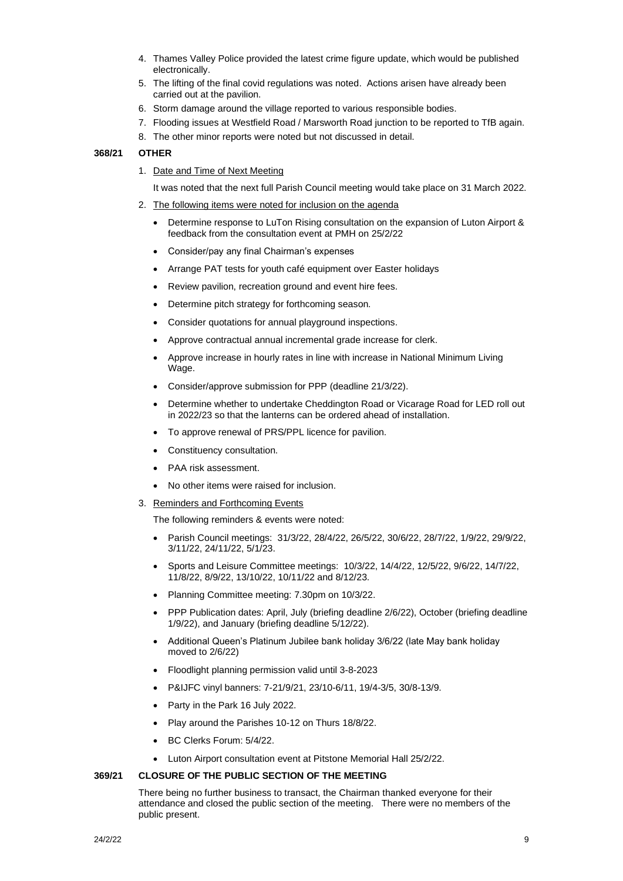4. Thames Valley Police provided the latest crime figure update, which would be published electronically.
5. The lifting of the final covid regulations was noted. Actions arisen have already been carried out at the pavilion.
6. Storm damage around the village reported to various responsible bodies.
7. Flooding issues at Westfield Road / Marsworth Road junction to be reported to TfB again.
8. The other minor reports were noted but not discussed in detail.

**368/21 OTHER**

1. Date and Time of Next Meeting

   It was noted that the next full Parish Council meeting would take place on 31 March 2022.

2. The following items were noted for inclusion on the agenda

   - Determine response to LuTon Rising consultation on the expansion of Luton Airport & feedback from the consultation event at PMH on 25/2/22
   - Consider/pay any final Chairman's expenses
   - Arrange PAT tests for youth café equipment over Easter holidays
   - Review pavilion, recreation ground and event hire fees.
   - Determine pitch strategy for forthcoming season.
   - Consider quotations for annual playground inspections.
   - Approve contractual annual incremental grade increase for clerk.
   - Approve increase in hourly rates in line with increase in National Minimum Living Wage.
   - Consider/approve submission for PPP (deadline 21/3/22).
   - Determine whether to undertake Cheddington Road or Vicarage Road for LED roll out in 2022/23 so that the lanterns can be ordered ahead of installation.
   - To approve renewal of PRS/PPL licence for pavilion.
   - Constituency consultation.
   - PAA risk assessment.
   - No other items were raised for inclusion.

3. Reminders and Forthcoming Events

   The following reminders & events were noted:

   - Parish Council meetings: 31/3/22, 28/4/22, 26/5/22, 30/6/22, 28/7/22, 1/9/22, 29/9/22, 3/11/22, 24/11/22, 5/1/23.
   - Sports and Leisure Committee meetings: 10/3/22, 14/4/22, 12/5/22, 9/6/22, 14/7/22, 11/8/22, 8/9/22, 13/10/22, 10/11/22 and 8/12/23.
   - Planning Committee meeting: 7.30pm on 10/3/22.
   - PPP Publication dates: April, July (briefing deadline 2/6/22), October (briefing deadline 1/9/22), and January (briefing deadline 5/12/22).
   - Additional Queen's Platinum Jubilee bank holiday 3/6/22 (late May bank holiday moved to 2/6/22)
   - Floodlight planning permission valid until 3-8-2023
   - P&IJFC vinyl banners: 7-21/9/21, 23/10-6/11, 19/4-3/5, 30/8-13/9.
   - Party in the Park 16 July 2022.
   - Play around the Parishes 10-12 on Thurs 18/8/22.
   - BC Clerks Forum: 5/4/22.
   - Luton Airport consultation event at Pitstone Memorial Hall 25/2/22.

**369/21 CLOSURE OF THE PUBLIC SECTION OF THE MEETING**

There being no further business to transact, the Chairman thanked everyone for their attendance and closed the public section of the meeting. There were no members of the public present.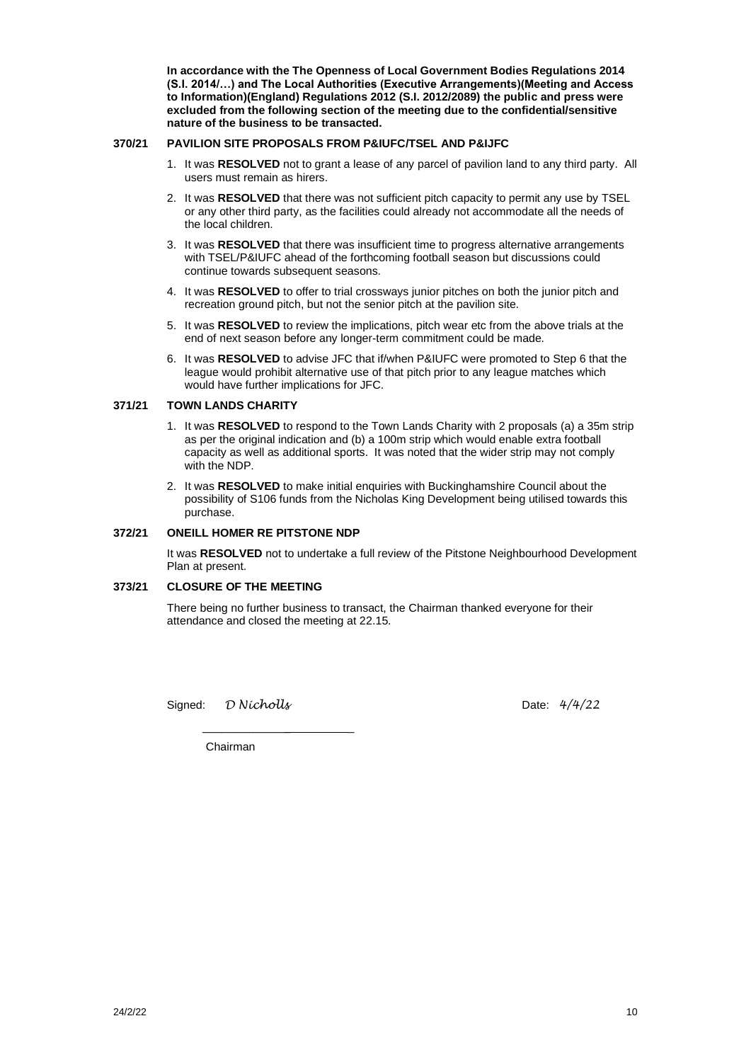**In accordance with the The Openness of Local Government Bodies Regulations 2014 (S.I. 2014/…) and The Local Authorities (Executive Arrangements)(Meeting and Access to Information)(England) Regulations 2012 (S.I. 2012/2089) the public and press were excluded from the following section of the meeting due to the confidential/sensitive nature of the business to be transacted.**

**370/21 PAVILION SITE PROPOSALS FROM P&IUFC/TSEL AND P&IJFC**

1. It was **RESOLVED** not to grant a lease of any parcel of pavilion land to any third party. All users must remain as hirers.
2. It was **RESOLVED** that there was not sufficient pitch capacity to permit any use by TSEL or any other third party, as the facilities could already not accommodate all the needs of the local children.
3. It was **RESOLVED** that there was insufficient time to progress alternative arrangements with TSEL/P&IUFC ahead of the forthcoming football season but discussions could continue towards subsequent seasons.
4. It was **RESOLVED** to offer to trial crossways junior pitches on both the junior pitch and recreation ground pitch, but not the senior pitch at the pavilion site.
5. It was **RESOLVED** to review the implications, pitch wear etc from the above trials at the end of next season before any longer-term commitment could be made.
6. It was **RESOLVED** to advise JFC that if/when P&IUFC were promoted to Step 6 that the league would prohibit alternative use of that pitch prior to any league matches which would have further implications for JFC.

**371/21 TOWN LANDS CHARITY**

1. It was **RESOLVED** to respond to the Town Lands Charity with 2 proposals (a) a 35m strip as per the original indication and (b) a 100m strip which would enable extra football capacity as well as additional sports. It was noted that the wider strip may not comply with the NDP.
2. It was **RESOLVED** to make initial enquiries with Buckinghamshire Council about the possibility of S106 funds from the Nicholas King Development being utilised towards this purchase.

**372/21 ONEILL HOMER RE PITSTONE NDP**

It was **RESOLVED** not to undertake a full review of the Pitstone Neighbourhood Development Plan at present.

**373/21 CLOSURE OF THE MEETING**

There being no further business to transact, the Chairman thanked everyone for their attendance and closed the meeting at 22.15.

Signed: *D Nicholls* Date: *4/4/22*

\_\_\_\_\_\_\_\_\_\_\_\_\_\_\_\_\_\_\_\_\_\_\_\_

Chairman

24/2/22